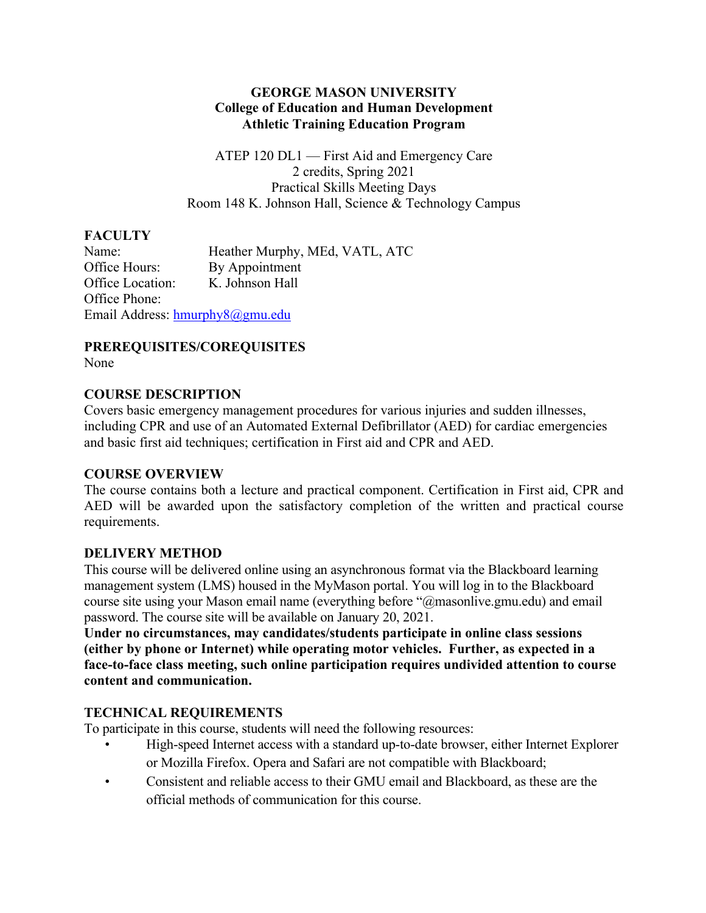**GEORGE MASON UNIVERSITY**
**College of Education and Human Development**
**Athletic Training Education Program**

ATEP 120 DL1 — First Aid and Emergency Care
2 credits, Spring 2021
Practical Skills Meeting Days
Room 148 K. Johnson Hall, Science & Technology Campus

## FACULTY

Name: Heather Murphy, MEd, VATL, ATC
Office Hours: By Appointment
Office Location: K. Johnson Hall
Office Phone:
Email Address: hmurphy8@gmu.edu

## PREREQUISITES/COREQUISITES

None

## COURSE DESCRIPTION

Covers basic emergency management procedures for various injuries and sudden illnesses, including CPR and use of an Automated External Defibrillator (AED) for cardiac emergencies and basic first aid techniques; certification in First aid and CPR and AED.

## COURSE OVERVIEW

The course contains both a lecture and practical component. Certification in First aid, CPR and AED will be awarded upon the satisfactory completion of the written and practical course requirements.

## DELIVERY METHOD

This course will be delivered online using an asynchronous format via the Blackboard learning management system (LMS) housed in the MyMason portal. You will log in to the Blackboard course site using your Mason email name (everything before "@masonlive.gmu.edu) and email password. The course site will be available on January 20, 2021.

**Under no circumstances, may candidates/students participate in online class sessions (either by phone or Internet) while operating motor vehicles. Further, as expected in a face-to-face class meeting, such online participation requires undivided attention to course content and communication.**

## TECHNICAL REQUIREMENTS

To participate in this course, students will need the following resources:

- High-speed Internet access with a standard up-to-date browser, either Internet Explorer or Mozilla Firefox. Opera and Safari are not compatible with Blackboard;
- Consistent and reliable access to their GMU email and Blackboard, as these are the official methods of communication for this course.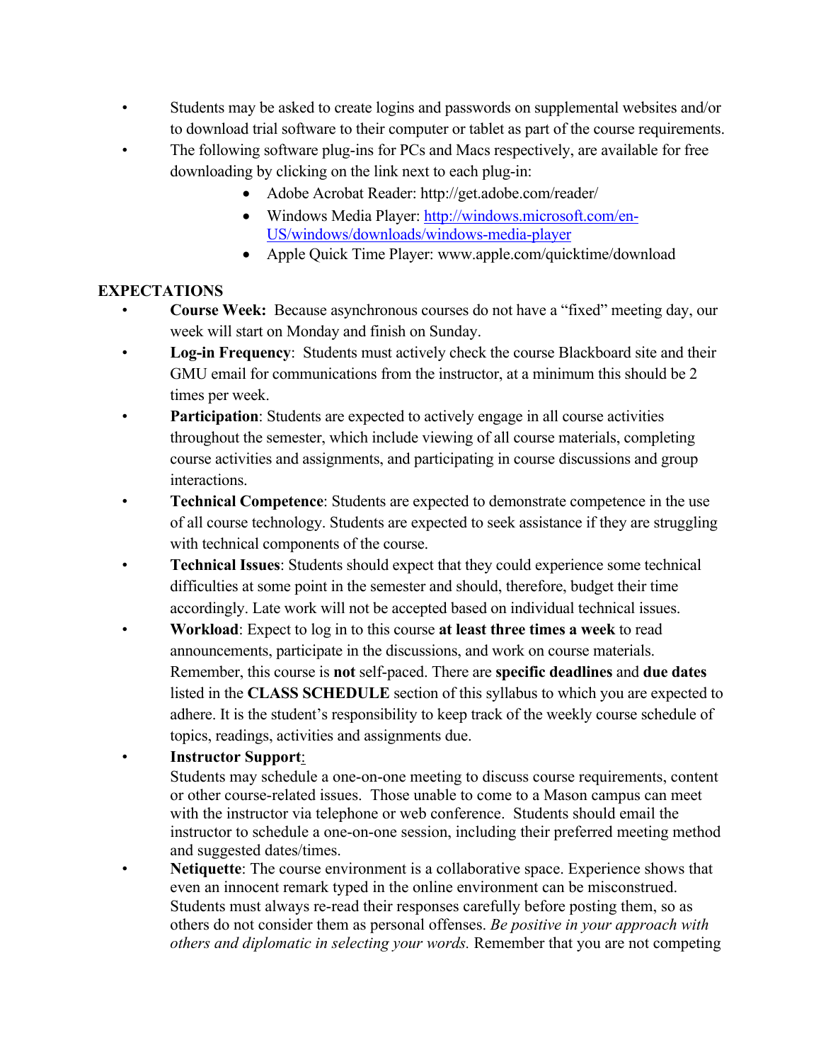- Students may be asked to create logins and passwords on supplemental websites and/or to download trial software to their computer or tablet as part of the course requirements.
- The following software plug-ins for PCs and Macs respectively, are available for free downloading by clicking on the link next to each plug-in:
  - Adobe Acrobat Reader: http://get.adobe.com/reader/
  - Windows Media Player: [http://windows.microsoft.com/en-US/windows/downloads/windows-media-player](http://windows.microsoft.com/en-US/windows/downloads/windows-media-player)
  - Apple Quick Time Player: www.apple.com/quicktime/download

**EXPECTATIONS**

- **Course Week:** Because asynchronous courses do not have a "fixed" meeting day, our week will start on Monday and finish on Sunday.
- **Log-in Frequency**: Students must actively check the course Blackboard site and their GMU email for communications from the instructor, at a minimum this should be 2 times per week.
- **Participation**: Students are expected to actively engage in all course activities throughout the semester, which include viewing of all course materials, completing course activities and assignments, and participating in course discussions and group interactions.
- **Technical Competence**: Students are expected to demonstrate competence in the use of all course technology. Students are expected to seek assistance if they are struggling with technical components of the course.
- **Technical Issues**: Students should expect that they could experience some technical difficulties at some point in the semester and should, therefore, budget their time accordingly. Late work will not be accepted based on individual technical issues.
- **Workload**: Expect to log in to this course **at least three times a week** to read announcements, participate in the discussions, and work on course materials. Remember, this course is **not** self-paced. There are **specific deadlines** and **due dates** listed in the **CLASS SCHEDULE** section of this syllabus to which you are expected to adhere. It is the student's responsibility to keep track of the weekly course schedule of topics, readings, activities and assignments due.
- **Instructor Support**:
  Students may schedule a one-on-one meeting to discuss course requirements, content or other course-related issues. Those unable to come to a Mason campus can meet with the instructor via telephone or web conference. Students should email the instructor to schedule a one-on-one session, including their preferred meeting method and suggested dates/times.
- **Netiquette**: The course environment is a collaborative space. Experience shows that even an innocent remark typed in the online environment can be misconstrued. Students must always re-read their responses carefully before posting them, so as others do not consider them as personal offenses. *Be positive in your approach with others and diplomatic in selecting your words.* Remember that you are not competing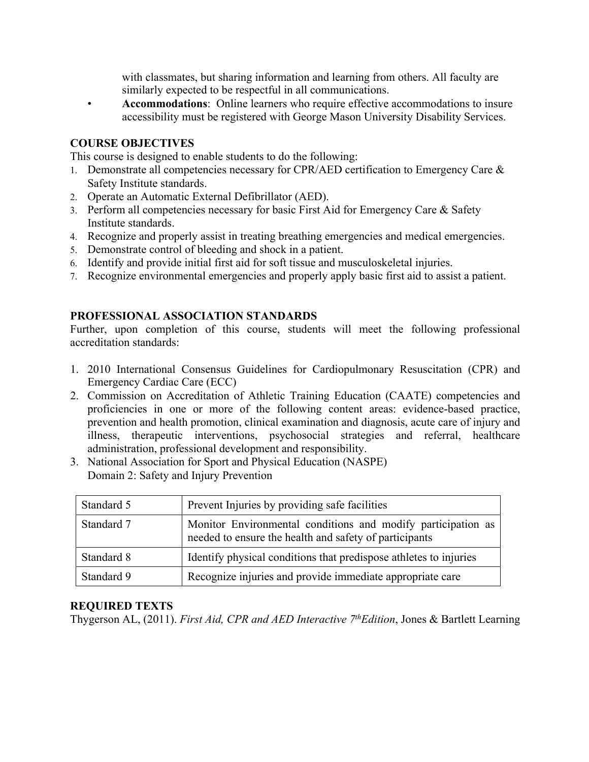with classmates, but sharing information and learning from others. All faculty are similarly expected to be respectful in all communications.

- **Accommodations**: Online learners who require effective accommodations to insure accessibility must be registered with George Mason University Disability Services.

## COURSE OBJECTIVES

This course is designed to enable students to do the following:

1. Demonstrate all competencies necessary for CPR/AED certification to Emergency Care & Safety Institute standards.
2. Operate an Automatic External Defibrillator (AED).
3. Perform all competencies necessary for basic First Aid for Emergency Care & Safety Institute standards.
4. Recognize and properly assist in treating breathing emergencies and medical emergencies.
5. Demonstrate control of bleeding and shock in a patient.
6. Identify and provide initial first aid for soft tissue and musculoskeletal injuries.
7. Recognize environmental emergencies and properly apply basic first aid to assist a patient.

## PROFESSIONAL ASSOCIATION STANDARDS

Further, upon completion of this course, students will meet the following professional accreditation standards:

1. 2010 International Consensus Guidelines for Cardiopulmonary Resuscitation (CPR) and Emergency Cardiac Care (ECC)
2. Commission on Accreditation of Athletic Training Education (CAATE) competencies and proficiencies in one or more of the following content areas: evidence-based practice, prevention and health promotion, clinical examination and diagnosis, acute care of injury and illness, therapeutic interventions, psychosocial strategies and referral, healthcare administration, professional development and responsibility.
3. National Association for Sport and Physical Education (NASPE)
   Domain 2: Safety and Injury Prevention

| | |
|---|---|
| Standard 5 | Prevent Injuries by providing safe facilities |
| Standard 7 | Monitor Environmental conditions and modify participation as needed to ensure the health and safety of participants |
| Standard 8 | Identify physical conditions that predispose athletes to injuries |
| Standard 9 | Recognize injuries and provide immediate appropriate care |

## REQUIRED TEXTS

Thygerson AL, (2011). *First Aid, CPR and AED Interactive 7thEdition*, Jones & Bartlett Learning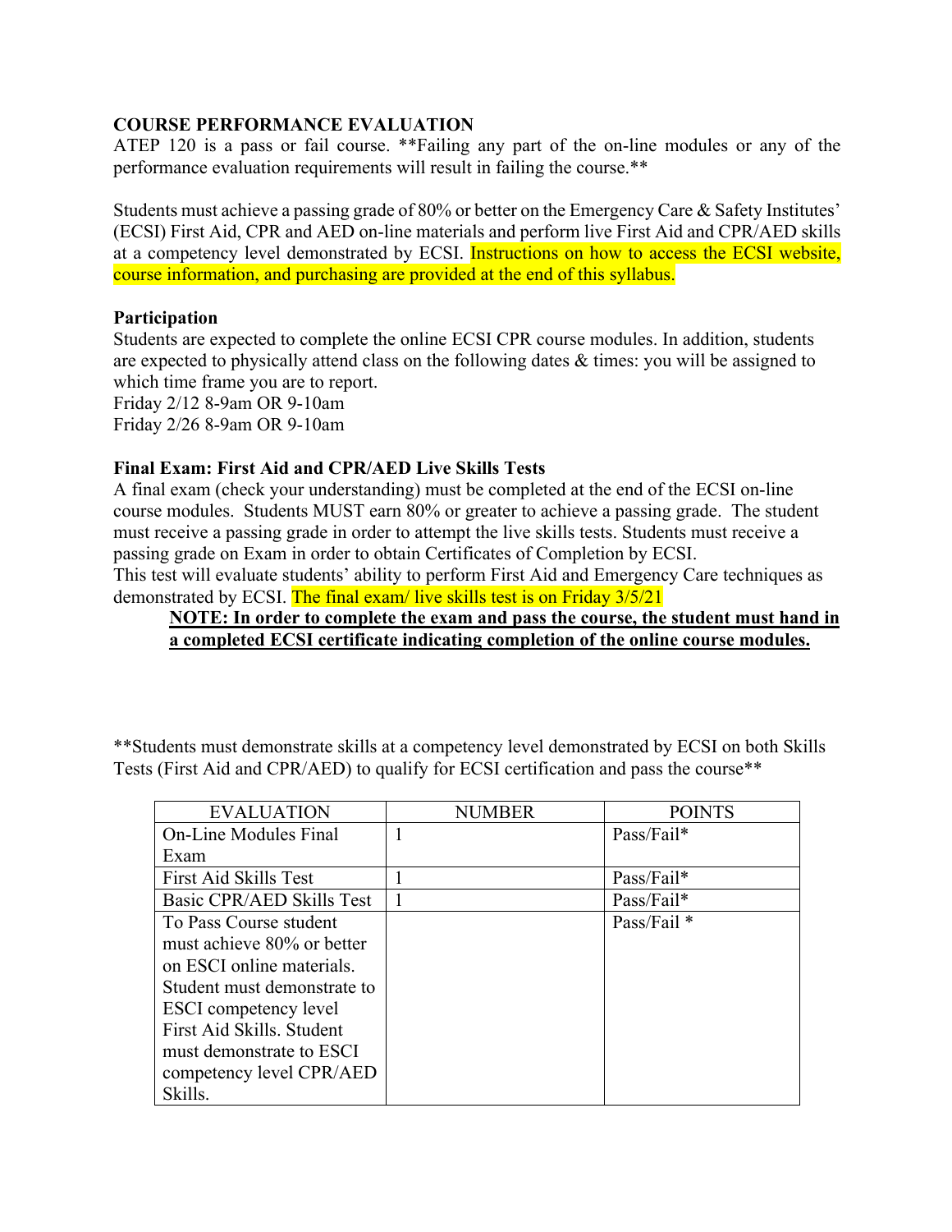## COURSE PERFORMANCE EVALUATION

ATEP 120 is a pass or fail course. **Failing any part of the on-line modules or any of the performance evaluation requirements will result in failing the course.**

Students must achieve a passing grade of 80% or better on the Emergency Care & Safety Institutes' (ECSI) First Aid, CPR and AED on-line materials and perform live First Aid and CPR/AED skills at a competency level demonstrated by ECSI. Instructions on how to access the ECSI website, course information, and purchasing are provided at the end of this syllabus.

### Participation

Students are expected to complete the online ECSI CPR course modules. In addition, students are expected to physically attend class on the following dates & times: you will be assigned to which time frame you are to report.
Friday 2/12 8-9am OR 9-10am
Friday 2/26 8-9am OR 9-10am

### Final Exam: First Aid and CPR/AED Live Skills Tests

A final exam (check your understanding) must be completed at the end of the ECSI on-line course modules. Students MUST earn 80% or greater to achieve a passing grade. The student must receive a passing grade in order to attempt the live skills tests. Students must receive a passing grade on Exam in order to obtain Certificates of Completion by ECSI.
This test will evaluate students' ability to perform First Aid and Emergency Care techniques as demonstrated by ECSI. The final exam/ live skills test is on Friday 3/5/21

> **<u>NOTE: In order to complete the exam and pass the course, the student must hand in a completed ECSI certificate indicating completion of the online course modules.</u>**

**Students must demonstrate skills at a competency level demonstrated by ECSI on both Skills Tests (First Aid and CPR/AED) to qualify for ECSI certification and pass the course**

| EVALUATION | NUMBER | POINTS |
| --- | --- | --- |
| On-Line Modules Final Exam | 1 | Pass/Fail* |
| First Aid Skills Test | 1 | Pass/Fail* |
| Basic CPR/AED Skills Test | 1 | Pass/Fail* |
| To Pass Course student must achieve 80% or better on ESCI online materials. Student must demonstrate to ESCI competency level First Aid Skills. Student must demonstrate to ESCI competency level CPR/AED Skills. | | Pass/Fail * |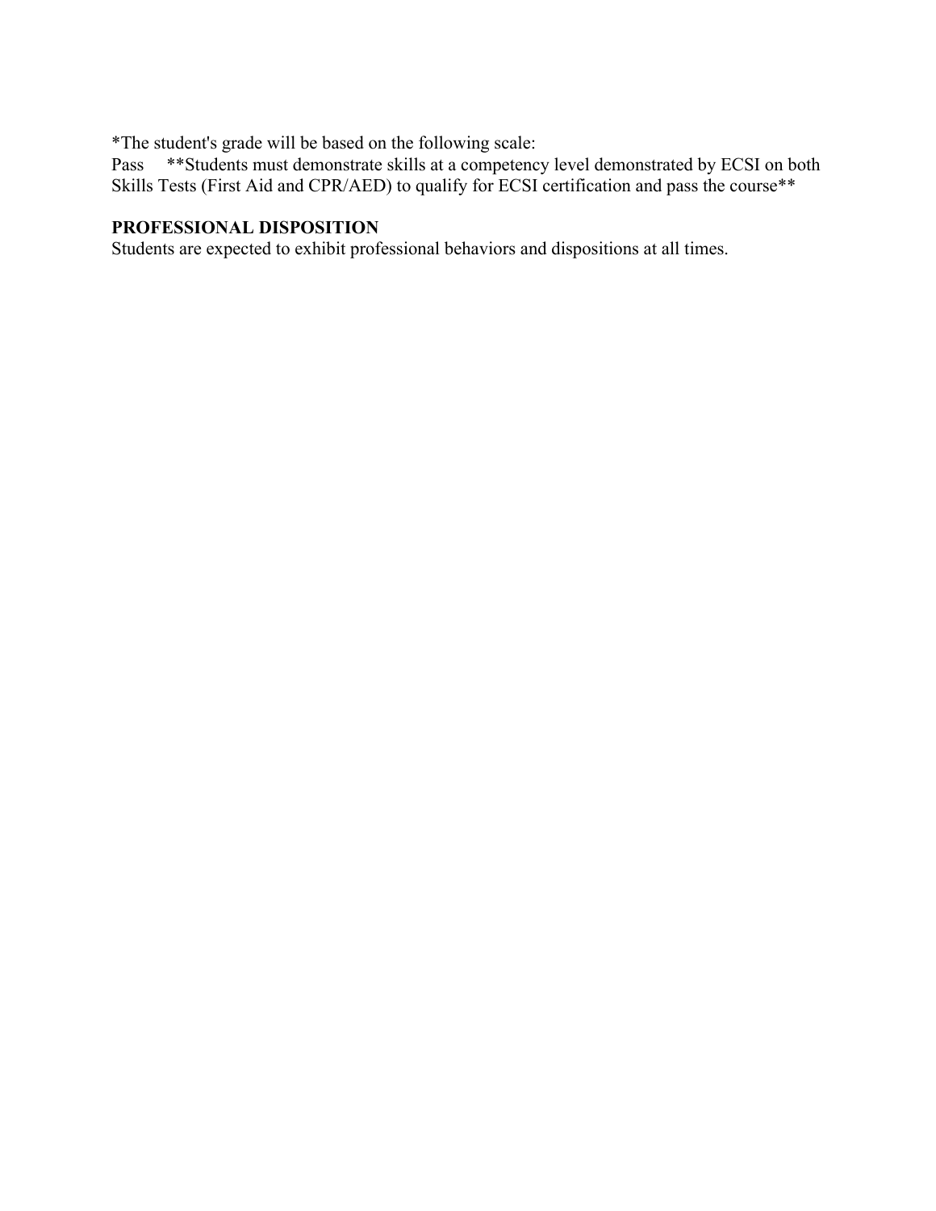*The student's grade will be based on the following scale:
Pass **Students must demonstrate skills at a competency level demonstrated by ECSI on both Skills Tests (First Aid and CPR/AED) to qualify for ECSI certification and pass the course**

**PROFESSIONAL DISPOSITION**
Students are expected to exhibit professional behaviors and dispositions at all times.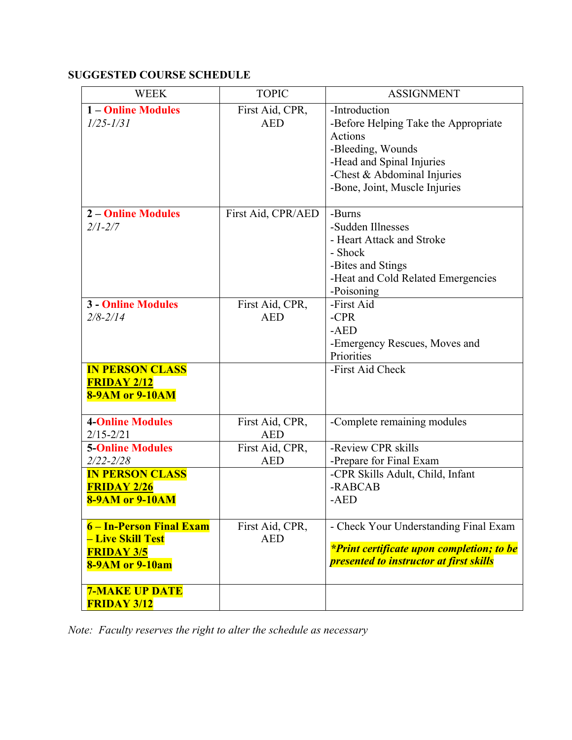**SUGGESTED COURSE SCHEDULE**

| WEEK | TOPIC | ASSIGNMENT |
|---|---|---|
| **1 – Online Modules** *1/25-1/31* | First Aid, CPR, AED | -Introduction<br>-Before Helping Take the Appropriate Actions<br>-Bleeding, Wounds<br>-Head and Spinal Injuries<br>-Chest & Abdominal Injuries<br>-Bone, Joint, Muscle Injuries |
| **2 – Online Modules** *2/1-2/7* | First Aid, CPR/AED | -Burns<br>-Sudden Illnesses<br>- Heart Attack and Stroke<br>- Shock<br>-Bites and Stings<br>-Heat and Cold Related Emergencies<br>-Poisoning |
| **3 - Online Modules** *2/8-2/14* | First Aid, CPR, AED | -First Aid<br>-CPR<br>-AED<br>-Emergency Rescues, Moves and Priorities |
| **IN PERSON CLASS FRIDAY 2/12 8-9AM or 9-10AM** | | -First Aid Check |
| **4-Online Modules** 2/15-2/21 | First Aid, CPR, AED | -Complete remaining modules |
| **5-Online Modules** *2/22-2/28* | First Aid, CPR, AED | -Review CPR skills<br>-Prepare for Final Exam |
| **IN PERSON CLASS FRIDAY 2/26 8-9AM or 9-10AM** | | -CPR Skills Adult, Child, Infant<br>-RABCAB<br>-AED |
| **6 – In-Person Final Exam – Live Skill Test FRIDAY 3/5 8-9AM or 9-10am** | First Aid, CPR, AED | - Check Your Understanding Final Exam<br><br>***\*Print certificate upon completion; to be presented to instructor at first skills*** |
| **7-MAKE UP DATE FRIDAY 3/12** | | |

*Note: Faculty reserves the right to alter the schedule as necessary*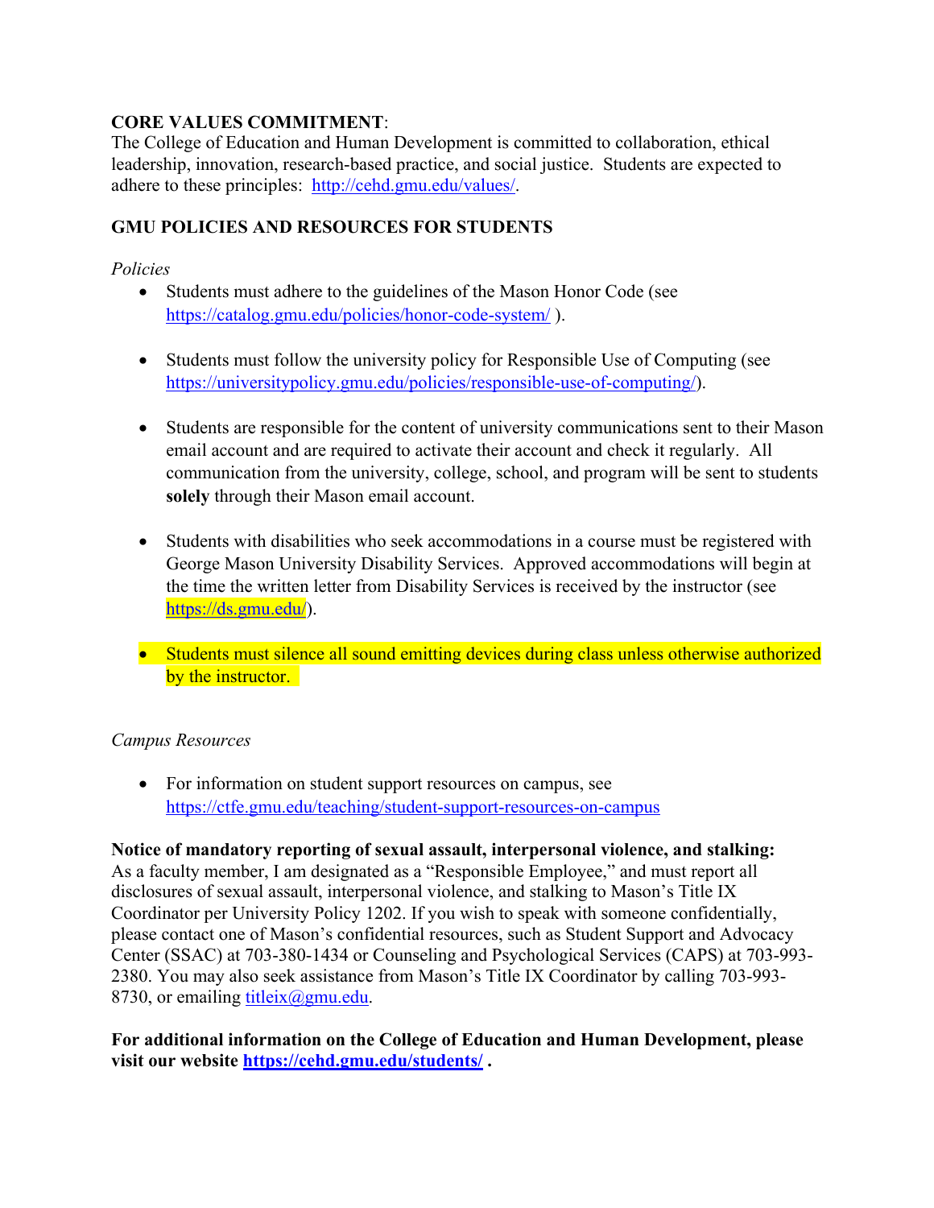**CORE VALUES COMMITMENT**:
The College of Education and Human Development is committed to collaboration, ethical leadership, innovation, research-based practice, and social justice. Students are expected to adhere to these principles: http://cehd.gmu.edu/values/.

**GMU POLICIES AND RESOURCES FOR STUDENTS**

*Policies*

- Students must adhere to the guidelines of the Mason Honor Code (see https://catalog.gmu.edu/policies/honor-code-system/ ).

- Students must follow the university policy for Responsible Use of Computing (see https://universitypolicy.gmu.edu/policies/responsible-use-of-computing/).

- Students are responsible for the content of university communications sent to their Mason email account and are required to activate their account and check it regularly. All communication from the university, college, school, and program will be sent to students **solely** through their Mason email account.

- Students with disabilities who seek accommodations in a course must be registered with George Mason University Disability Services. Approved accommodations will begin at the time the written letter from Disability Services is received by the instructor (see https://ds.gmu.edu/).

- Students must silence all sound emitting devices during class unless otherwise authorized by the instructor.

*Campus Resources*

- For information on student support resources on campus, see https://ctfe.gmu.edu/teaching/student-support-resources-on-campus

**Notice of mandatory reporting of sexual assault, interpersonal violence, and stalking:**
As a faculty member, I am designated as a "Responsible Employee," and must report all disclosures of sexual assault, interpersonal violence, and stalking to Mason's Title IX Coordinator per University Policy 1202. If you wish to speak with someone confidentially, please contact one of Mason's confidential resources, such as Student Support and Advocacy Center (SSAC) at 703-380-1434 or Counseling and Psychological Services (CAPS) at 703-993-2380. You may also seek assistance from Mason's Title IX Coordinator by calling 703-993-8730, or emailing titleix@gmu.edu.

**For additional information on the College of Education and Human Development, please visit our website https://cehd.gmu.edu/students/ .**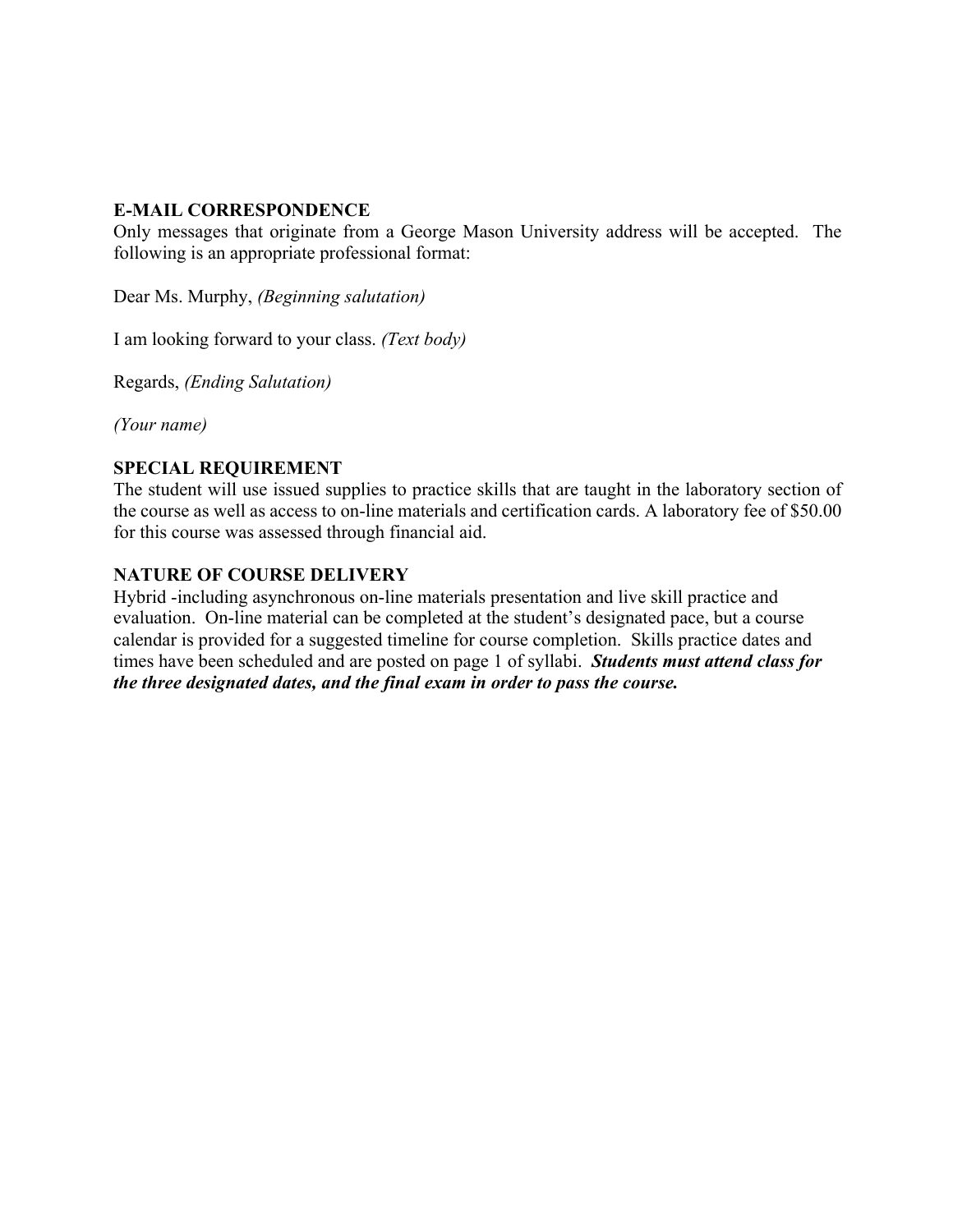## E-MAIL CORRESPONDENCE

Only messages that originate from a George Mason University address will be accepted. The following is an appropriate professional format:

Dear Ms. Murphy, *(Beginning salutation)*

I am looking forward to your class. *(Text body)*

Regards, *(Ending Salutation)*

*(Your name)*

## SPECIAL REQUIREMENT

The student will use issued supplies to practice skills that are taught in the laboratory section of the course as well as access to on-line materials and certification cards. A laboratory fee of $50.00 for this course was assessed through financial aid.

## NATURE OF COURSE DELIVERY

Hybrid -including asynchronous on-line materials presentation and live skill practice and evaluation. On-line material can be completed at the student's designated pace, but a course calendar is provided for a suggested timeline for course completion. Skills practice dates and times have been scheduled and are posted on page 1 of syllabi. ***Students must attend class for the three designated dates, and the final exam in order to pass the course.***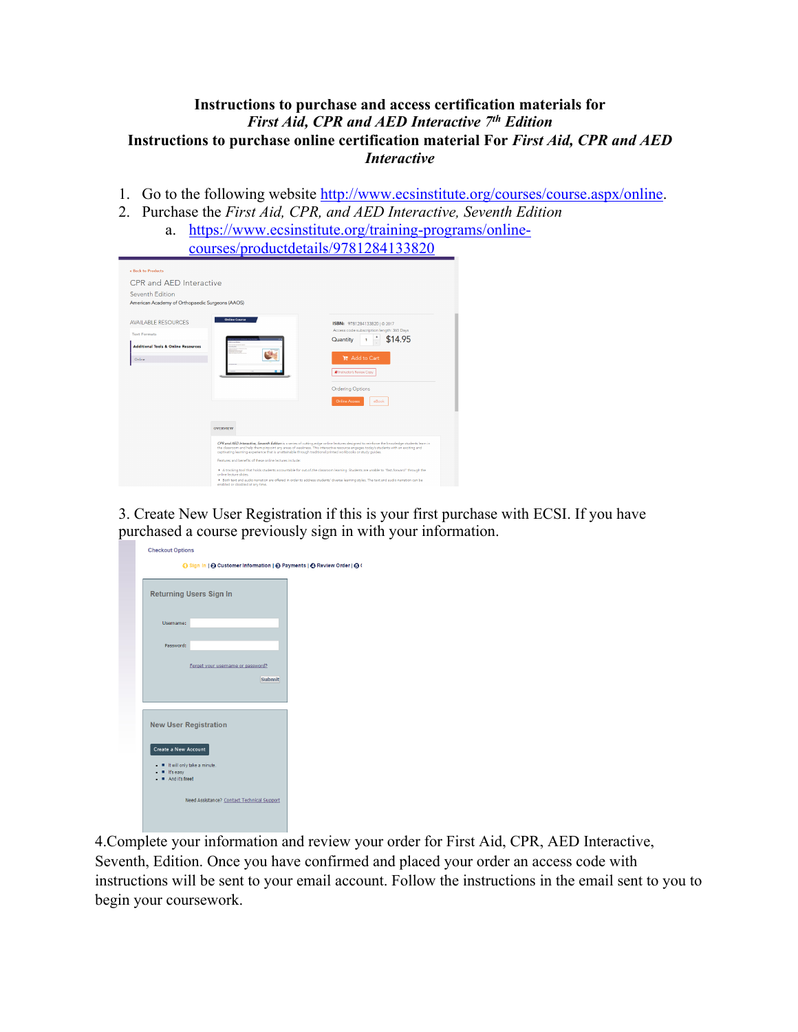# Instructions to purchase and access certification materials for *First Aid, CPR and AED Interactive 7th Edition*

## Instructions to purchase online certification material For *First Aid, CPR and AED Interactive*

1. Go to the following website http://www.ecsinstitute.org/courses/course.aspx/online.
2. Purchase the *First Aid, CPR, and AED Interactive, Seventh Edition*
   a. https://www.ecsinstitute.org/training-programs/online-courses/productdetails/9781284133820

3. Create New User Registration if this is your first purchase with ECSI. If you have purchased a course previously sign in with your information.

4. Complete your information and review your order for First Aid, CPR, AED Interactive, Seventh, Edition. Once you have confirmed and placed your order an access code with instructions will be sent to your email account. Follow the instructions in the email sent to you to begin your coursework.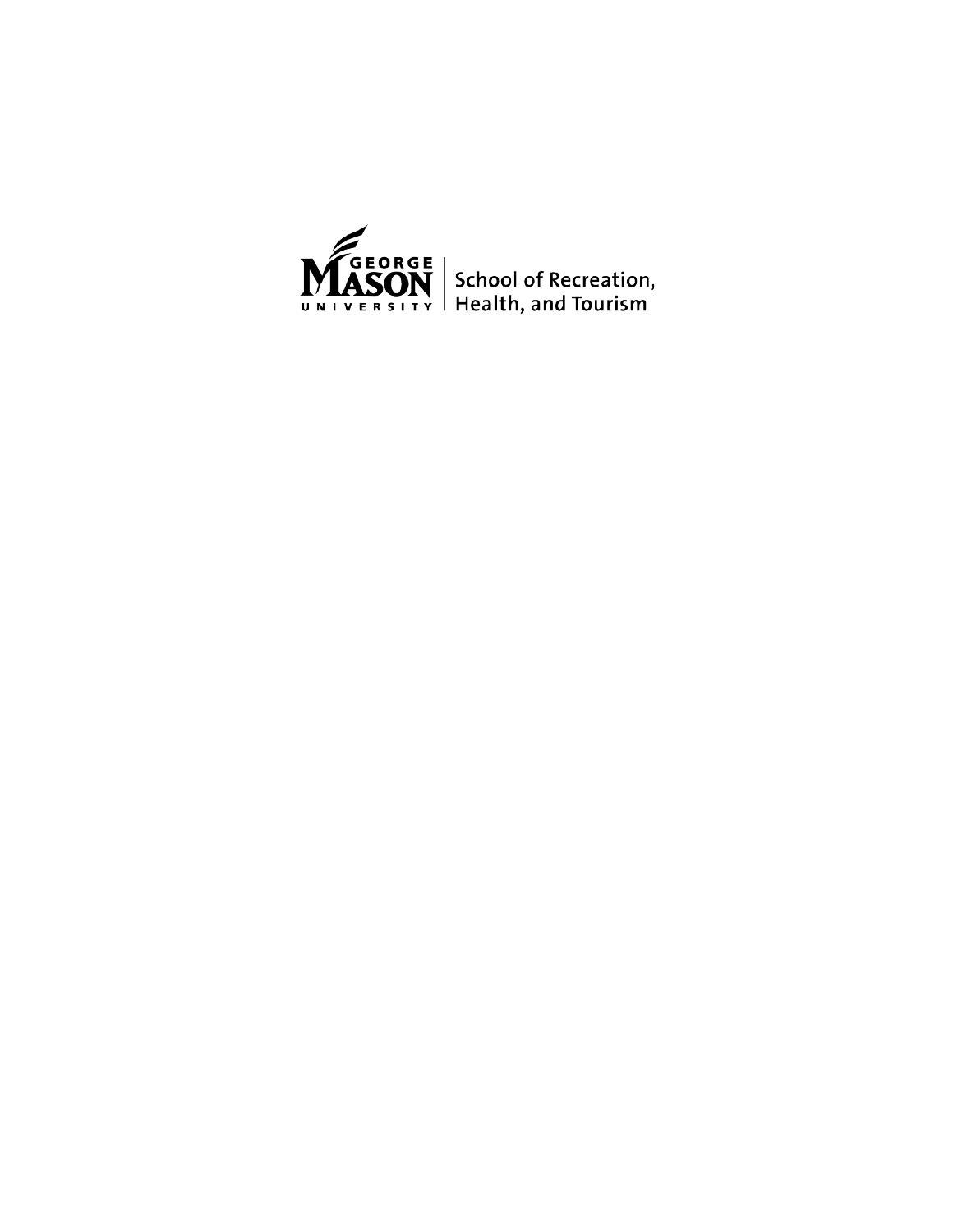GEORGE MASON UNIVERSITY | School of Recreation, Health, and Tourism